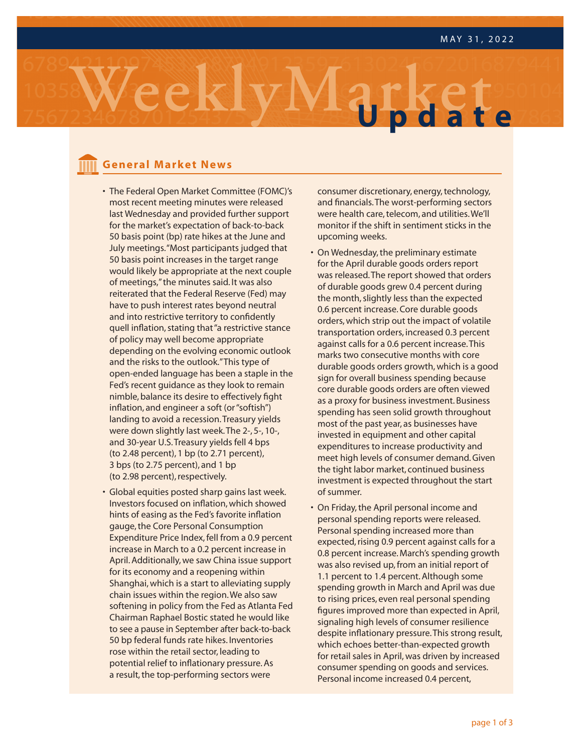MAY 31, 2022

# Weekly Market Update

## General Market News

- The Federal Open Market Committee (FOMC)'s most recent meeting minutes were released last Wednesday and provided further support for the market's expectation of back-to-back 50 basis point (bp) rate hikes at the June and July meetings. "Most participants judged that 50 basis point increases in the target range would likely be appropriate at the next couple of meetings," the minutes said. It was also reiterated that the Federal Reserve (Fed) may have to push interest rates beyond neutral and into restrictive territory to confidently quell inflation, stating that "a restrictive stance of policy may well become appropriate depending on the evolving economic outlook and the risks to the outlook." This type of open-ended language has been a staple in the Fed's recent guidance as they look to remain nimble, balance its desire to effectively fight inflation, and engineer a soft (or "softish") landing to avoid a recession. Treasury yields were down slightly last week. The 2-, 5-, 10-, and 30-year U.S. Treasury yields fell 4 bps (to 2.48 percent), 1 bp (to 2.71 percent), 3 bps (to 2.75 percent), and 1 bp (to 2.98 percent), respectively.
- Global equities posted sharp gains last week. Investors focused on inflation, which showed hints of easing as the Fed's favorite inflation gauge, the Core Personal Consumption Expenditure Price Index, fell from a 0.9 percent increase in March to a 0.2 percent increase in April. Additionally, we saw China issue support for its economy and a reopening within Shanghai, which is a start to alleviating supply chain issues within the region. We also saw softening in policy from the Fed as Atlanta Fed Chairman Raphael Bostic stated he would like to see a pause in September after back-to-back 50 bp federal funds rate hikes. Inventories rose within the retail sector, leading to potential relief to inflationary pressure. As a result, the top-performing sectors were consumer discretionary, energy, technology, and financials. The worst-performing sectors were health care, telecom, and utilities. We'll monitor if the shift in sentiment sticks in the upcoming weeks.
- On Wednesday, the preliminary estimate for the April durable goods orders report was released. The report showed that orders of durable goods grew 0.4 percent during the month, slightly less than the expected 0.6 percent increase. Core durable goods orders, which strip out the impact of volatile transportation orders, increased 0.3 percent against calls for a 0.6 percent increase. This marks two consecutive months with core durable goods orders growth, which is a good sign for overall business spending because core durable goods orders are often viewed as a proxy for business investment. Business spending has seen solid growth throughout most of the past year, as businesses have invested in equipment and other capital expenditures to increase productivity and meet high levels of consumer demand. Given the tight labor market, continued business investment is expected throughout the start of summer.
- On Friday, the April personal income and personal spending reports were released. Personal spending increased more than expected, rising 0.9 percent against calls for a 0.8 percent increase. March's spending growth was also revised up, from an initial report of 1.1 percent to 1.4 percent. Although some spending growth in March and April was due to rising prices, even real personal spending figures improved more than expected in April, signaling high levels of consumer resilience despite inflationary pressure. This strong result, which echoes better-than-expected growth for retail sales in April, was driven by increased consumer spending on goods and services. Personal income increased 0.4 percent,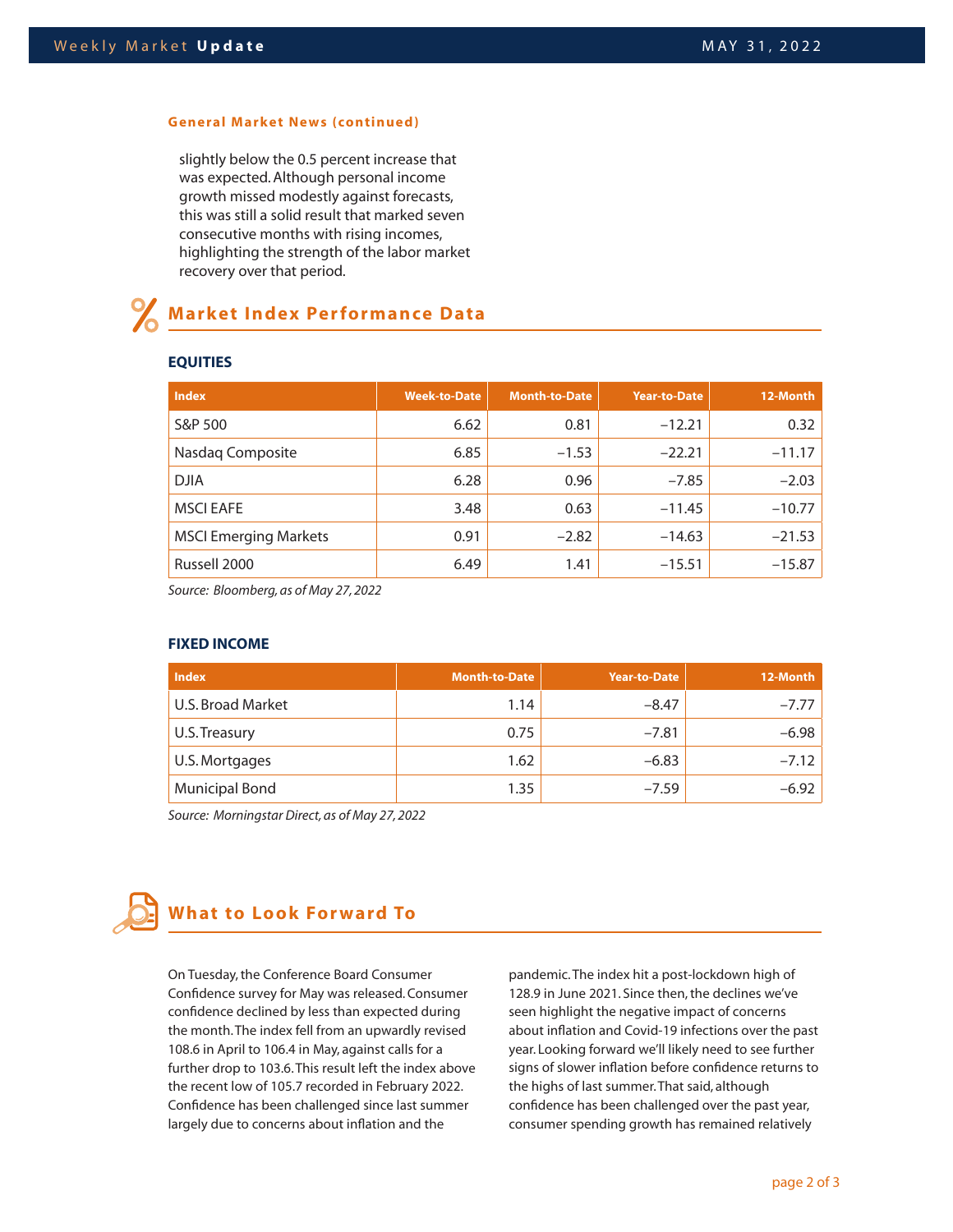#### General Market News (continued)

slightly below the 0.5 percent increase that was expected. Although personal income growth missed modestly against forecasts, this was still a solid result that marked seven consecutive months with rising incomes, highlighting the strength of the labor market recovery over that period.

## Market Index Performance Data

### EQUITIES

| Index | Week-to-Date | Month-to-Date | Year-to-Date | 12-Month |
|---|---:|---:|---:|---:|
| S&P 500 | 6.62 | 0.81 | −12.21 | 0.32 |
| Nasdaq Composite | 6.85 | −1.53 | −22.21 | −11.17 |
| DJIA | 6.28 | 0.96 | −7.85 | −2.03 |
| MSCI EAFE | 3.48 | 0.63 | −11.45 | −10.77 |
| MSCI Emerging Markets | 0.91 | −2.82 | −14.63 | −21.53 |
| Russell 2000 | 6.49 | 1.41 | −15.51 | −15.87 |

*Source: Bloomberg, as of May 27, 2022*

### FIXED INCOME

| Index | Month-to-Date | Year-to-Date | 12-Month |
|---|---:|---:|---:|
| U.S. Broad Market | 1.14 | −8.47 | −7.77 |
| U.S. Treasury | 0.75 | −7.81 | −6.98 |
| U.S. Mortgages | 1.62 | −6.83 | −7.12 |
| Municipal Bond | 1.35 | −7.59 | −6.92 |

*Source: Morningstar Direct, as of May 27, 2022*

## What to Look Forward To

On Tuesday, the Conference Board Consumer Confidence survey for May was released. Consumer confidence declined by less than expected during the month. The index fell from an upwardly revised 108.6 in April to 106.4 in May, against calls for a further drop to 103.6. This result left the index above the recent low of 105.7 recorded in February 2022. Confidence has been challenged since last summer largely due to concerns about inflation and the pandemic. The index hit a post-lockdown high of 128.9 in June 2021. Since then, the declines we've seen highlight the negative impact of concerns about inflation and Covid-19 infections over the past year. Looking forward we'll likely need to see further signs of slower inflation before confidence returns to the highs of last summer. That said, although confidence has been challenged over the past year, consumer spending growth has remained relatively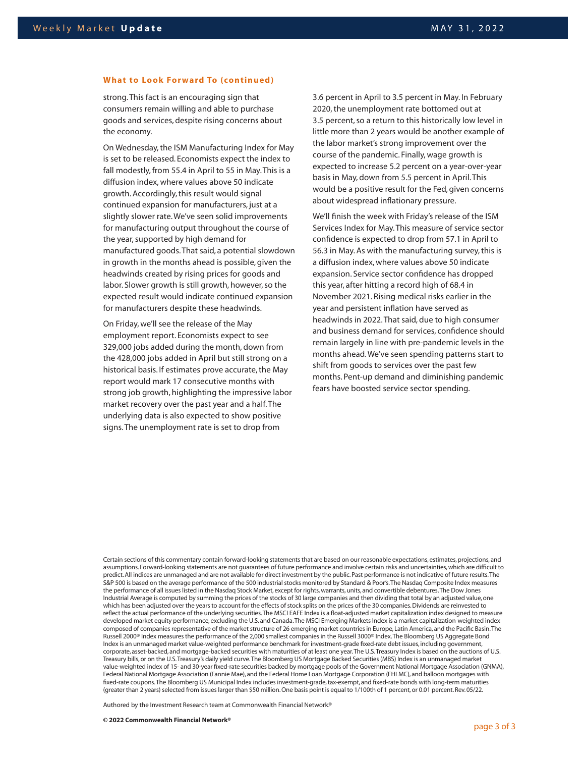### What to Look Forward To (continued)

strong. This fact is an encouraging sign that consumers remain willing and able to purchase goods and services, despite rising concerns about the economy.

On Wednesday, the ISM Manufacturing Index for May is set to be released. Economists expect the index to fall modestly, from 55.4 in April to 55 in May. This is a diffusion index, where values above 50 indicate growth. Accordingly, this result would signal continued expansion for manufacturers, just at a slightly slower rate. We've seen solid improvements for manufacturing output throughout the course of the year, supported by high demand for manufactured goods. That said, a potential slowdown in growth in the months ahead is possible, given the headwinds created by rising prices for goods and labor. Slower growth is still growth, however, so the expected result would indicate continued expansion for manufacturers despite these headwinds.

On Friday, we'll see the release of the May employment report. Economists expect to see 329,000 jobs added during the month, down from the 428,000 jobs added in April but still strong on a historical basis. If estimates prove accurate, the May report would mark 17 consecutive months with strong job growth, highlighting the impressive labor market recovery over the past year and a half. The underlying data is also expected to show positive signs. The unemployment rate is set to drop from 3.6 percent in April to 3.5 percent in May. In February 2020, the unemployment rate bottomed out at 3.5 percent, so a return to this historically low level in little more than 2 years would be another example of the labor market's strong improvement over the course of the pandemic. Finally, wage growth is expected to increase 5.2 percent on a year-over-year basis in May, down from 5.5 percent in April. This would be a positive result for the Fed, given concerns about widespread inflationary pressure.

We'll finish the week with Friday's release of the ISM Services Index for May. This measure of service sector confidence is expected to drop from 57.1 in April to 56.3 in May. As with the manufacturing survey, this is a diffusion index, where values above 50 indicate expansion. Service sector confidence has dropped this year, after hitting a record high of 68.4 in November 2021. Rising medical risks earlier in the year and persistent inflation have served as headwinds in 2022. That said, due to high consumer and business demand for services, confidence should remain largely in line with pre-pandemic levels in the months ahead. We've seen spending patterns start to shift from goods to services over the past few months. Pent-up demand and diminishing pandemic fears have boosted service sector spending.

Certain sections of this commentary contain forward-looking statements that are based on our reasonable expectations, estimates, projections, and assumptions. Forward-looking statements are not guarantees of future performance and involve certain risks and uncertainties, which are difficult to predict. All indices are unmanaged and are not available for direct investment by the public. Past performance is not indicative of future results. The S&P 500 is based on the average performance of the 500 industrial stocks monitored by Standard & Poor's. The Nasdaq Composite Index measures the performance of all issues listed in the Nasdaq Stock Market, except for rights, warrants, units, and convertible debentures. The Dow Jones Industrial Average is computed by summing the prices of the stocks of 30 large companies and then dividing that total by an adjusted value, one which has been adjusted over the years to account for the effects of stock splits on the prices of the 30 companies. Dividends are reinvested to reflect the actual performance of the underlying securities. The MSCI EAFE Index is a float-adjusted market capitalization index designed to measure developed market equity performance, excluding the U.S. and Canada. The MSCI Emerging Markets Index is a market capitalization-weighted index composed of companies representative of the market structure of 26 emerging market countries in Europe, Latin America, and the Pacific Basin. The Russell 2000® Index measures the performance of the 2,000 smallest companies in the Russell 3000® Index. The Bloomberg US Aggregate Bond Index is an unmanaged market value-weighted performance benchmark for investment-grade fixed-rate debt issues, including government, corporate, asset-backed, and mortgage-backed securities with maturities of at least one year. The U.S. Treasury Index is based on the auctions of U.S. Treasury bills, or on the U.S. Treasury's daily yield curve. The Bloomberg US Mortgage Backed Securities (MBS) Index is an unmanaged market value-weighted index of 15- and 30-year fixed-rate securities backed by mortgage pools of the Government National Mortgage Association (GNMA), Federal National Mortgage Association (Fannie Mae), and the Federal Home Loan Mortgage Corporation (FHLMC), and balloon mortgages with fixed-rate coupons. The Bloomberg US Municipal Index includes investment-grade, tax-exempt, and fixed-rate bonds with long-term maturities (greater than 2 years) selected from issues larger than $50 million. One basis point is equal to 1/100th of 1 percent, or 0.01 percent. Rev. 05/22.

Authored by the Investment Research team at Commonwealth Financial Network®

**© 2022 Commonwealth Financial Network®**